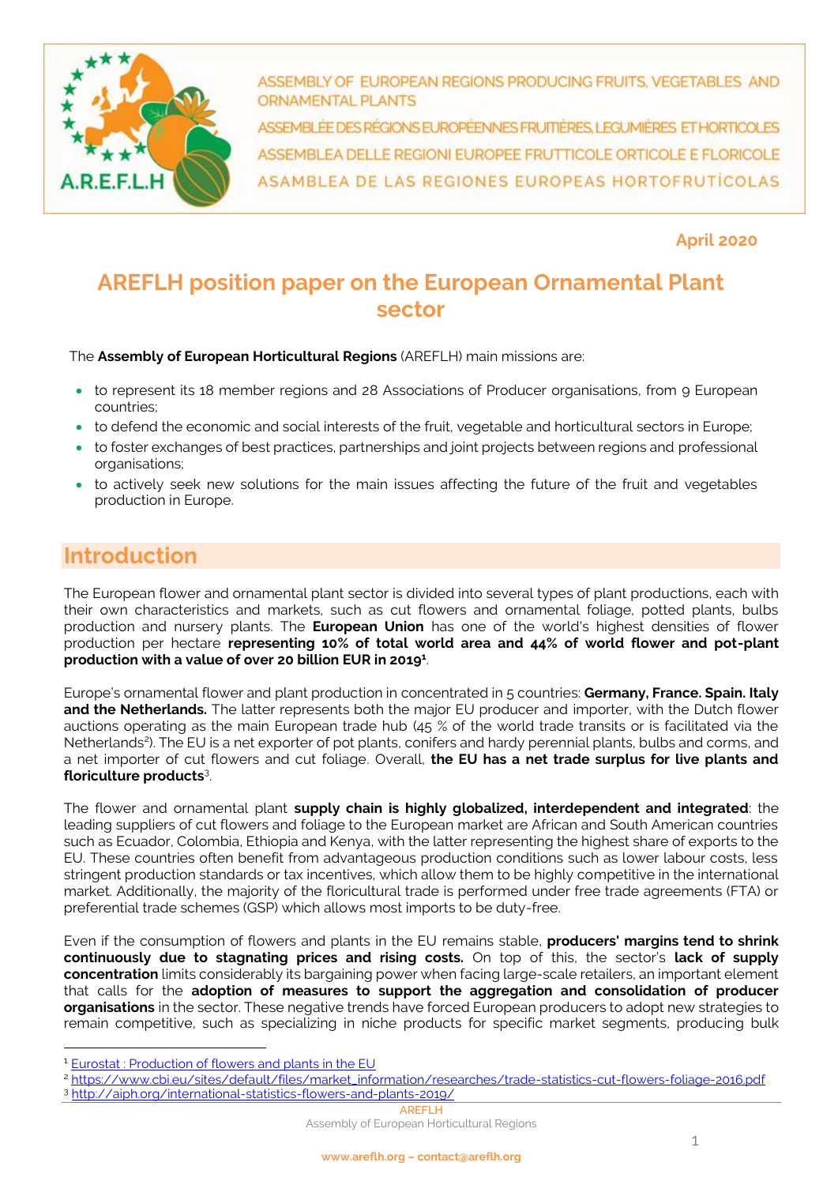ASSEMBLY OF EUROPEAN REGIONS PRODUCING FRUITS, VEGETABLES AND ORNAMENTAL PLANTS
ASSEMBLÉE DES RÉGIONS EUROPÉENNES FRUITIÈRES, LEGUMIÈRES ET HORTICOLES
ASSEMBLEA DELLE REGIONI EUROPEE FRUTTICOLE ORTICOLE E FLORICOLE
ASAMBLEA DE LAS REGIONES EUROPEAS HORTOFRUTÍCOLAS

**April 2020**

# AREFLH position paper on the European Ornamental Plant sector

The **Assembly of European Horticultural Regions** (AREFLH) main missions are:

- to represent its 18 member regions and 28 Associations of Producer organisations, from 9 European countries;
- to defend the economic and social interests of the fruit, vegetable and horticultural sectors in Europe;
- to foster exchanges of best practices, partnerships and joint projects between regions and professional organisations;
- to actively seek new solutions for the main issues affecting the future of the fruit and vegetables production in Europe.

## Introduction

The European flower and ornamental plant sector is divided into several types of plant productions, each with their own characteristics and markets, such as cut flowers and ornamental foliage, potted plants, bulbs production and nursery plants. The **European Union** has one of the world's highest densities of flower production per hectare **representing 10% of total world area and 44% of world flower and pot-plant production with a value of over 20 billion EUR in 2019[1]**.

Europe's ornamental flower and plant production in concentrated in 5 countries: **Germany, France. Spain. Italy and the Netherlands.** The latter represents both the major EU producer and importer, with the Dutch flower auctions operating as the main European trade hub (45 % of the world trade transits or is facilitated via the Netherlands[2]). The EU is a net exporter of pot plants, conifers and hardy perennial plants, bulbs and corms, and a net importer of cut flowers and cut foliage. Overall, **the EU has a net trade surplus for live plants and floriculture products**[3].

The flower and ornamental plant **supply chain is highly globalized, interdependent and integrated**: the leading suppliers of cut flowers and foliage to the European market are African and South American countries such as Ecuador, Colombia, Ethiopia and Kenya, with the latter representing the highest share of exports to the EU. These countries often benefit from advantageous production conditions such as lower labour costs, less stringent production standards or tax incentives, which allow them to be highly competitive in the international market. Additionally, the majority of the floricultural trade is performed under free trade agreements (FTA) or preferential trade schemes (GSP) which allows most imports to be duty-free.

Even if the consumption of flowers and plants in the EU remains stable, **producers' margins tend to shrink continuously due to stagnating prices and rising costs.** On top of this, the sector's **lack of supply concentration** limits considerably its bargaining power when facing large-scale retailers, an important element that calls for the **adoption of measures to support the aggregation and consolidation of producer organisations** in the sector. These negative trends have forced European producers to adopt new strategies to remain competitive, such as specializing in niche products for specific market segments, producing bulk

[1] Eurostat : Production of flowers and plants in the EU
[2] https://www.cbi.eu/sites/default/files/market_information/researches/trade-statistics-cut-flowers-foliage-2016.pdf
[3] http://aiph.org/international-statistics-flowers-and-plants-2019/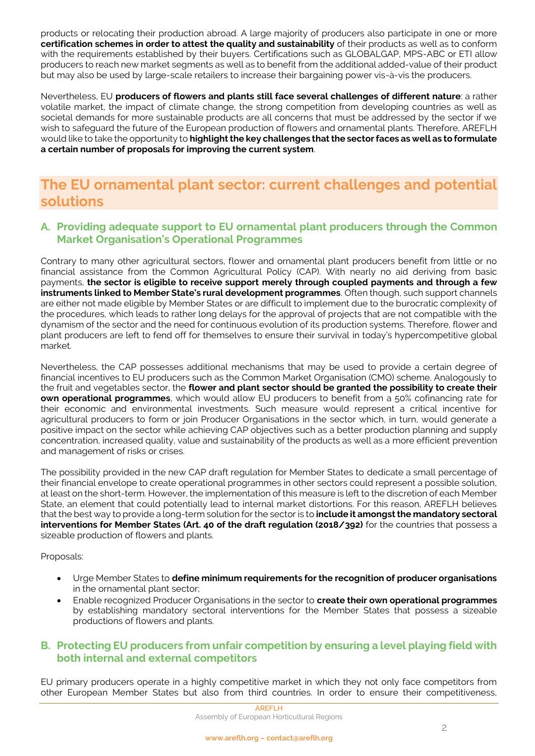products or relocating their production abroad. A large majority of producers also participate in one or more **certification schemes in order to attest the quality and sustainability** of their products as well as to conform with the requirements established by their buyers. Certifications such as GLOBALGAP, MPS-ABC or ETI allow producers to reach new market segments as well as to benefit from the additional added-value of their product but may also be used by large-scale retailers to increase their bargaining power vis-à-vis the producers.

Nevertheless, EU **producers of flowers and plants still face several challenges of different nature**: a rather volatile market, the impact of climate change, the strong competition from developing countries as well as societal demands for more sustainable products are all concerns that must be addressed by the sector if we wish to safeguard the future of the European production of flowers and ornamental plants. Therefore, AREFLH would like to take the opportunity to **highlight the key challenges that the sector faces as well as to formulate a certain number of proposals for improving the current system**.

## The EU ornamental plant sector: current challenges and potential solutions

### A. Providing adequate support to EU ornamental plant producers through the Common Market Organisation's Operational Programmes

Contrary to many other agricultural sectors, flower and ornamental plant producers benefit from little or no financial assistance from the Common Agricultural Policy (CAP). With nearly no aid deriving from basic payments, **the sector is eligible to receive support merely through coupled payments and through a few instruments linked to Member State's rural development programmes**. Often though, such support channels are either not made eligible by Member States or are difficult to implement due to the burocratic complexity of the procedures, which leads to rather long delays for the approval of projects that are not compatible with the dynamism of the sector and the need for continuous evolution of its production systems. Therefore, flower and plant producers are left to fend off for themselves to ensure their survival in today's hypercompetitive global market.

Nevertheless, the CAP possesses additional mechanisms that may be used to provide a certain degree of financial incentives to EU producers such as the Common Market Organisation (CMO) scheme. Analogously to the fruit and vegetables sector, the **flower and plant sector should be granted the possibility to create their own operational programmes**, which would allow EU producers to benefit from a 50% cofinancing rate for their economic and environmental investments. Such measure would represent a critical incentive for agricultural producers to form or join Producer Organisations in the sector which, in turn, would generate a positive impact on the sector while achieving CAP objectives such as a better production planning and supply concentration, increased quality, value and sustainability of the products as well as a more efficient prevention and management of risks or crises.

The possibility provided in the new CAP draft regulation for Member States to dedicate a small percentage of their financial envelope to create operational programmes in other sectors could represent a possible solution, at least on the short-term. However, the implementation of this measure is left to the discretion of each Member State, an element that could potentially lead to internal market distortions. For this reason, AREFLH believes that the best way to provide a long-term solution for the sector is to **include it amongst the mandatory sectoral interventions for Member States (Art. 40 of the draft regulation (2018/392)** for the countries that possess a sizeable production of flowers and plants.

Proposals:

- Urge Member States to **define minimum requirements for the recognition of producer organisations** in the ornamental plant sector;
- Enable recognized Producer Organisations in the sector to **create their own operational programmes** by establishing mandatory sectoral interventions for the Member States that possess a sizeable productions of flowers and plants.

### B. Protecting EU producers from unfair competition by ensuring a level playing field with both internal and external competitors

EU primary producers operate in a highly competitive market in which they not only face competitors from other European Member States but also from third countries. In order to ensure their competitiveness,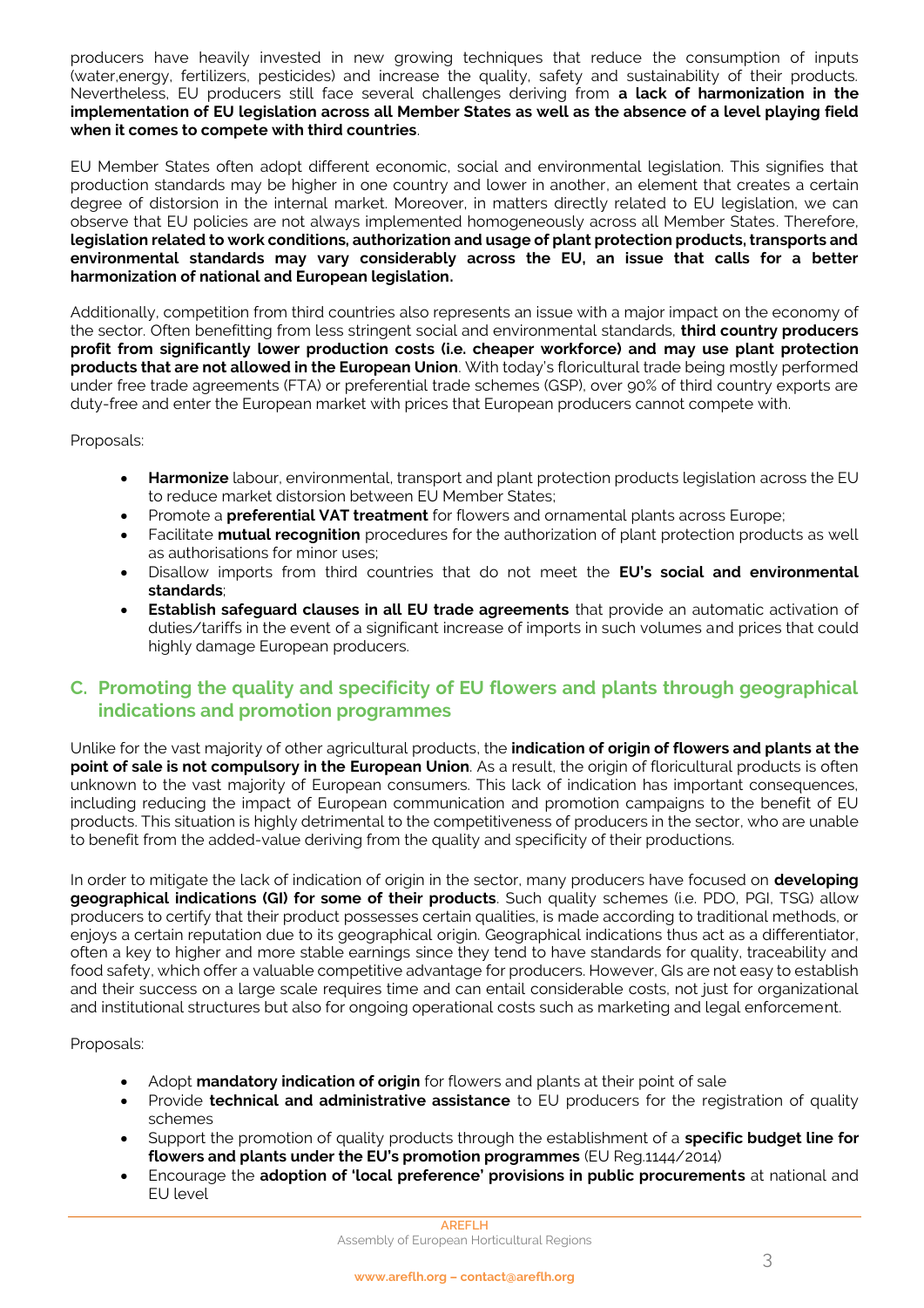producers have heavily invested in new growing techniques that reduce the consumption of inputs (water,energy, fertilizers, pesticides) and increase the quality, safety and sustainability of their products. Nevertheless, EU producers still face several challenges deriving from **a lack of harmonization in the implementation of EU legislation across all Member States as well as the absence of a level playing field when it comes to compete with third countries**.

EU Member States often adopt different economic, social and environmental legislation. This signifies that production standards may be higher in one country and lower in another, an element that creates a certain degree of distorsion in the internal market. Moreover, in matters directly related to EU legislation, we can observe that EU policies are not always implemented homogeneously across all Member States. Therefore, **legislation related to work conditions, authorization and usage of plant protection products, transports and environmental standards may vary considerably across the EU, an issue that calls for a better harmonization of national and European legislation.**

Additionally, competition from third countries also represents an issue with a major impact on the economy of the sector. Often benefitting from less stringent social and environmental standards, **third country producers profit from significantly lower production costs (i.e. cheaper workforce) and may use plant protection products that are not allowed in the European Union**. With today's floricultural trade being mostly performed under free trade agreements (FTA) or preferential trade schemes (GSP), over 90% of third country exports are duty-free and enter the European market with prices that European producers cannot compete with.

Proposals:

- **Harmonize** labour, environmental, transport and plant protection products legislation across the EU to reduce market distortion between EU Member States;
- Promote a **preferential VAT treatment** for flowers and ornamental plants across Europe;
- Facilitate **mutual recognition** procedures for the authorization of plant protection products as well as authorisations for minor uses;
- Disallow imports from third countries that do not meet the **EU's social and environmental standards**;
- **Establish safeguard clauses in all EU trade agreements** that provide an automatic activation of duties/tariffs in the event of a significant increase of imports in such volumes and prices that could highly damage European producers.

## C. Promoting the quality and specificity of EU flowers and plants through geographical indications and promotion programmes

Unlike for the vast majority of other agricultural products, the **indication of origin of flowers and plants at the point of sale is not compulsory in the European Union**. As a result, the origin of floricultural products is often unknown to the vast majority of European consumers. This lack of indication has important consequences, including reducing the impact of European communication and promotion campaigns to the benefit of EU products. This situation is highly detrimental to the competitiveness of producers in the sector, who are unable to benefit from the added-value deriving from the quality and specificity of their productions.

In order to mitigate the lack of indication of origin in the sector, many producers have focused on **developing geographical indications (GI) for some of their products**. Such quality schemes (i.e. PDO, PGI, TSG) allow producers to certify that their product possesses certain qualities, is made according to traditional methods, or enjoys a certain reputation due to its geographical origin. Geographical indications thus act as a differentiator, often a key to higher and more stable earnings since they tend to have standards for quality, traceability and food safety, which offer a valuable competitive advantage for producers. However, GIs are not easy to establish and their success on a large scale requires time and can entail considerable costs, not just for organizational and institutional structures but also for ongoing operational costs such as marketing and legal enforcement.

Proposals:

- Adopt **mandatory indication of origin** for flowers and plants at their point of sale
- Provide **technical and administrative assistance** to EU producers for the registration of quality schemes
- Support the promotion of quality products through the establishment of a **specific budget line for flowers and plants under the EU's promotion programmes** (EU Reg.1144/2014)
- Encourage the **adoption of 'local preference' provisions in public procurements** at national and EU level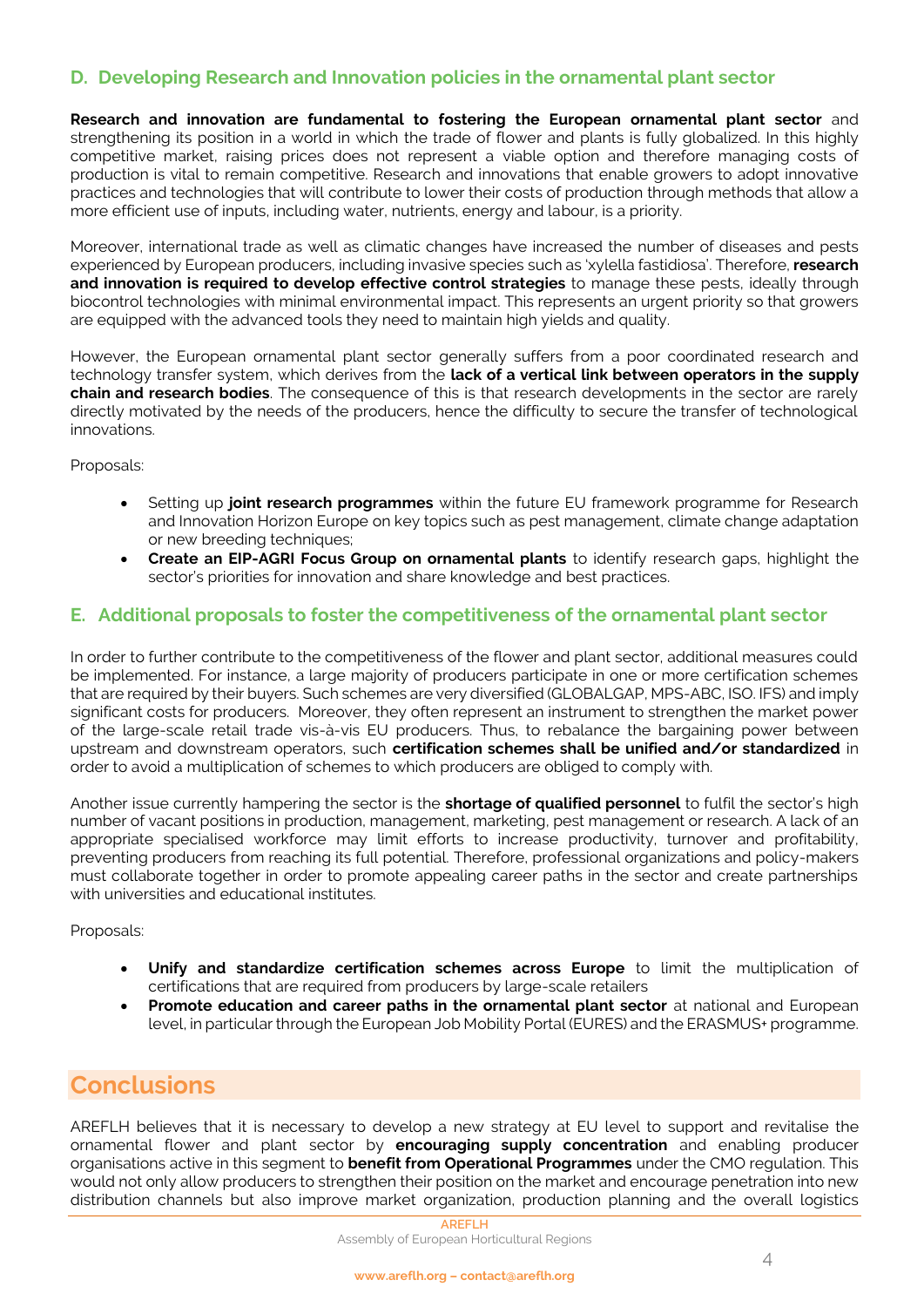## D. Developing Research and Innovation policies in the ornamental plant sector

**Research and innovation are fundamental to fostering the European ornamental plant sector** and strengthening its position in a world in which the trade of flower and plants is fully globalized. In this highly competitive market, raising prices does not represent a viable option and therefore managing costs of production is vital to remain competitive. Research and innovations that enable growers to adopt innovative practices and technologies that will contribute to lower their costs of production through methods that allow a more efficient use of inputs, including water, nutrients, energy and labour, is a priority.

Moreover, international trade as well as climatic changes have increased the number of diseases and pests experienced by European producers, including invasive species such as 'xylella fastidiosa'. Therefore, **research and innovation is required to develop effective control strategies** to manage these pests, ideally through biocontrol technologies with minimal environmental impact. This represents an urgent priority so that growers are equipped with the advanced tools they need to maintain high yields and quality.

However, the European ornamental plant sector generally suffers from a poor coordinated research and technology transfer system, which derives from the **lack of a vertical link between operators in the supply chain and research bodies**. The consequence of this is that research developments in the sector are rarely directly motivated by the needs of the producers, hence the difficulty to secure the transfer of technological innovations.

Proposals:

- Setting up **joint research programmes** within the future EU framework programme for Research and Innovation Horizon Europe on key topics such as pest management, climate change adaptation or new breeding techniques;
- **Create an EIP-AGRI Focus Group on ornamental plants** to identify research gaps, highlight the sector's priorities for innovation and share knowledge and best practices.

## E. Additional proposals to foster the competitiveness of the ornamental plant sector

In order to further contribute to the competitiveness of the flower and plant sector, additional measures could be implemented. For instance, a large majority of producers participate in one or more certification schemes that are required by their buyers. Such schemes are very diversified (GLOBALGAP, MPS-ABC, ISO. IFS) and imply significant costs for producers. Moreover, they often represent an instrument to strengthen the market power of the large-scale retail trade vis-à-vis EU producers. Thus, to rebalance the bargaining power between upstream and downstream operators, such **certification schemes shall be unified and/or standardized** in order to avoid a multiplication of schemes to which producers are obliged to comply with.

Another issue currently hampering the sector is the **shortage of qualified personnel** to fulfil the sector's high number of vacant positions in production, management, marketing, pest management or research. A lack of an appropriate specialised workforce may limit efforts to increase productivity, turnover and profitability, preventing producers from reaching its full potential. Therefore, professional organizations and policy-makers must collaborate together in order to promote appealing career paths in the sector and create partnerships with universities and educational institutes.

Proposals:

- **Unify and standardize certification schemes across Europe** to limit the multiplication of certifications that are required from producers by large-scale retailers
- **Promote education and career paths in the ornamental plant sector** at national and European level, in particular through the European Job Mobility Portal (EURES) and the ERASMUS+ programme.

# Conclusions

AREFLH believes that it is necessary to develop a new strategy at EU level to support and revitalise the ornamental flower and plant sector by **encouraging supply concentration** and enabling producer organisations active in this segment to **benefit from Operational Programmes** under the CMO regulation. This would not only allow producers to strengthen their position on the market and encourage penetration into new distribution channels but also improve market organization, production planning and the overall logistics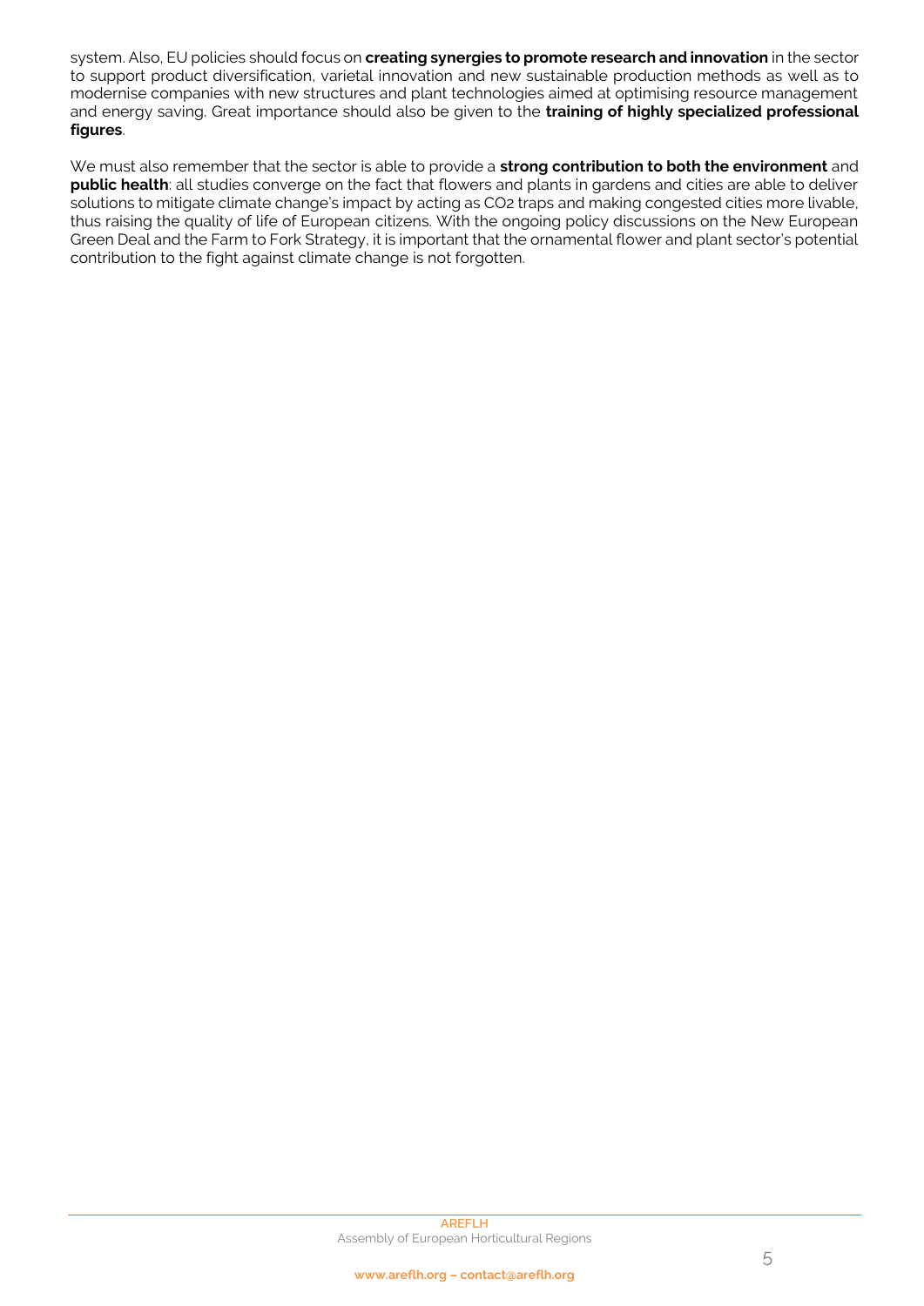system. Also, EU policies should focus on **creating synergies to promote research and innovation** in the sector to support product diversification, varietal innovation and new sustainable production methods as well as to modernise companies with new structures and plant technologies aimed at optimising resource management and energy saving. Great importance should also be given to the **training of highly specialized professional figures**.

We must also remember that the sector is able to provide a **strong contribution to both the environment** and **public health**: all studies converge on the fact that flowers and plants in gardens and cities are able to deliver solutions to mitigate climate change's impact by acting as $CO_2$ traps and making congested cities more livable, thus raising the quality of life of European citizens. With the ongoing policy discussions on the New European Green Deal and the Farm to Fork Strategy, it is important that the ornamental flower and plant sector's potential contribution to the fight against climate change is not forgotten.